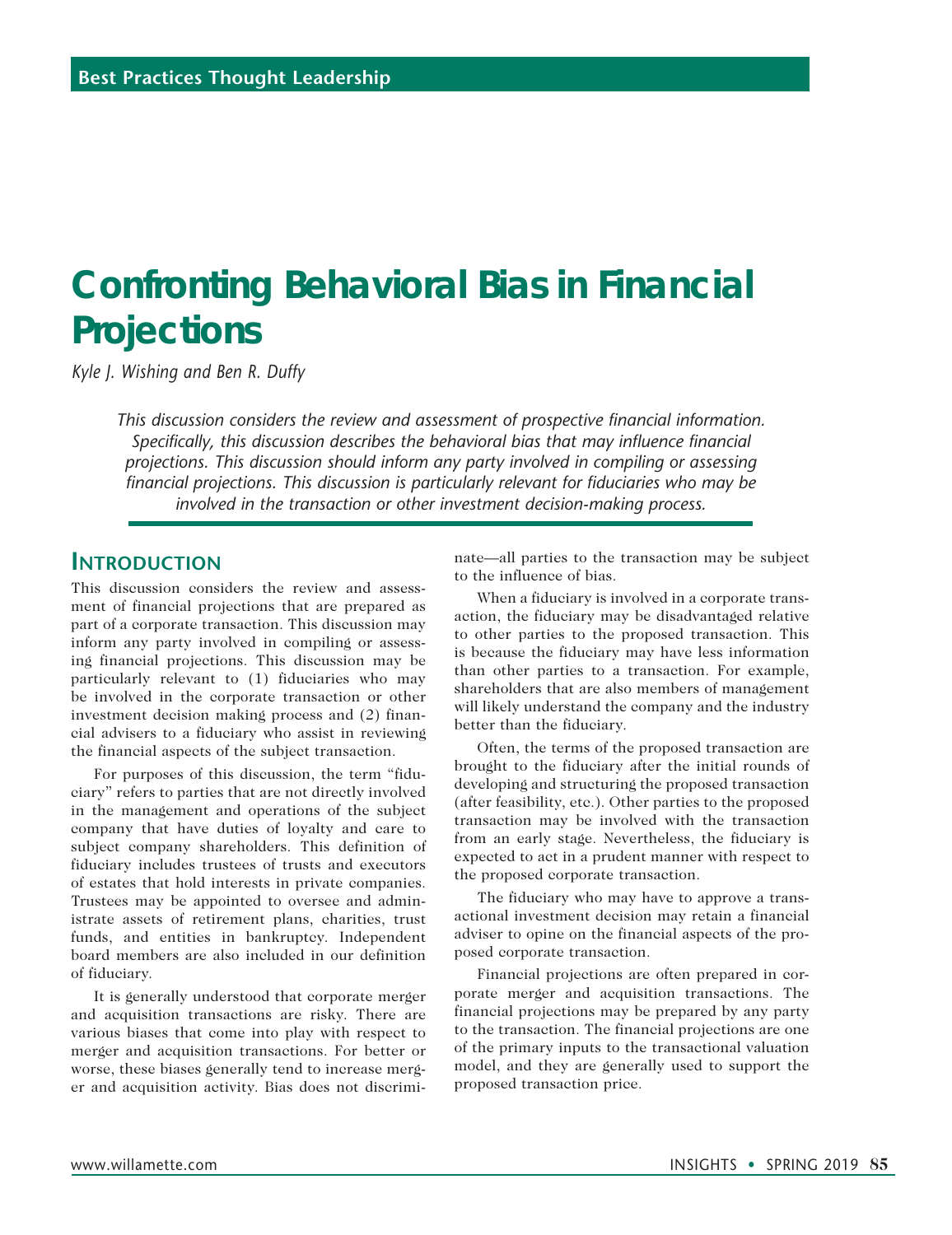Best Practices Thought Leadership

# Confronting Behavioral Bias in Financial Projections

*Kyle J. Wishing and Ben R. Duffy*

*This discussion considers the review and assessment of prospective financial information. Specifically, this discussion describes the behavioral bias that may influence financial projections. This discussion should inform any party involved in compiling or assessing financial projections. This discussion is particularly relevant for fiduciaries who may be involved in the transaction or other investment decision-making process.*

## Introduction

This discussion considers the review and assessment of financial projections that are prepared as part of a corporate transaction. This discussion may inform any party involved in compiling or assessing financial projections. This discussion may be particularly relevant to (1) fiduciaries who may be involved in the corporate transaction or other investment decision making process and (2) financial advisers to a fiduciary who assist in reviewing the financial aspects of the subject transaction.

For purposes of this discussion, the term "fiduciary" refers to parties that are not directly involved in the management and operations of the subject company that have duties of loyalty and care to subject company shareholders. This definition of fiduciary includes trustees of trusts and executors of estates that hold interests in private companies. Trustees may be appointed to oversee and administrate assets of retirement plans, charities, trust funds, and entities in bankruptcy. Independent board members are also included in our definition of fiduciary.

It is generally understood that corporate merger and acquisition transactions are risky. There are various biases that come into play with respect to merger and acquisition transactions. For better or worse, these biases generally tend to increase merger and acquisition activity. Bias does not discriminate—all parties to the transaction may be subject to the influence of bias.

When a fiduciary is involved in a corporate transaction, the fiduciary may be disadvantaged relative to other parties to the proposed transaction. This is because the fiduciary may have less information than other parties to a transaction. For example, shareholders that are also members of management will likely understand the company and the industry better than the fiduciary.

Often, the terms of the proposed transaction are brought to the fiduciary after the initial rounds of developing and structuring the proposed transaction (after feasibility, etc.). Other parties to the proposed transaction may be involved with the transaction from an early stage. Nevertheless, the fiduciary is expected to act in a prudent manner with respect to the proposed corporate transaction.

The fiduciary who may have to approve a transactional investment decision may retain a financial adviser to opine on the financial aspects of the proposed corporate transaction.

Financial projections are often prepared in corporate merger and acquisition transactions. The financial projections may be prepared by any party to the transaction. The financial projections are one of the primary inputs to the transactional valuation model, and they are generally used to support the proposed transaction price.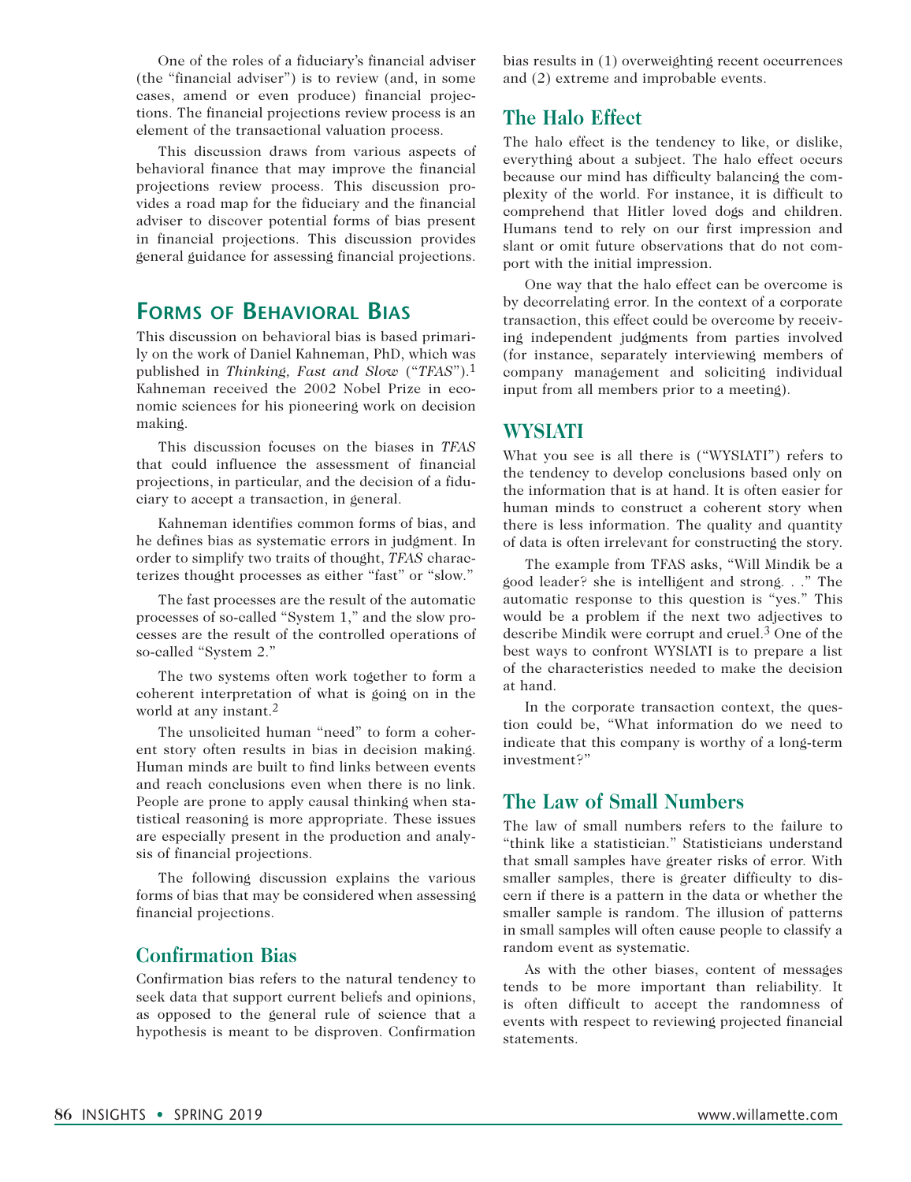One of the roles of a fiduciary's financial adviser (the "financial adviser") is to review (and, in some cases, amend or even produce) financial projections. The financial projections review process is an element of the transactional valuation process.

This discussion draws from various aspects of behavioral finance that may improve the financial projections review process. This discussion provides a road map for the fiduciary and the financial adviser to discover potential forms of bias present in financial projections. This discussion provides general guidance for assessing financial projections.

## Forms of Behavioral Bias

This discussion on behavioral bias is based primarily on the work of Daniel Kahneman, PhD, which was published in *Thinking, Fast and Slow* ("*TFAS*").[1] Kahneman received the 2002 Nobel Prize in economic sciences for his pioneering work on decision making.

This discussion focuses on the biases in *TFAS* that could influence the assessment of financial projections, in particular, and the decision of a fiduciary to accept a transaction, in general.

Kahneman identifies common forms of bias, and he defines bias as systematic errors in judgment. In order to simplify two traits of thought, *TFAS* characterizes thought processes as either "fast" or "slow."

The fast processes are the result of the automatic processes of so-called "System 1," and the slow processes are the result of the controlled operations of so-called "System 2."

The two systems often work together to form a coherent interpretation of what is going on in the world at any instant.[2]

The unsolicited human "need" to form a coherent story often results in bias in decision making. Human minds are built to find links between events and reach conclusions even when there is no link. People are prone to apply causal thinking when statistical reasoning is more appropriate. These issues are especially present in the production and analysis of financial projections.

The following discussion explains the various forms of bias that may be considered when assessing financial projections.

### Confirmation Bias

Confirmation bias refers to the natural tendency to seek data that support current beliefs and opinions, as opposed to the general rule of science that a hypothesis is meant to be disproven. Confirmation bias results in (1) overweighting recent occurrences and (2) extreme and improbable events.

### The Halo Effect

The halo effect is the tendency to like, or dislike, everything about a subject. The halo effect occurs because our mind has difficulty balancing the complexity of the world. For instance, it is difficult to comprehend that Hitler loved dogs and children. Humans tend to rely on our first impression and slant or omit future observations that do not comport with the initial impression.

One way that the halo effect can be overcome is by decorrelating error. In the context of a corporate transaction, this effect could be overcome by receiving independent judgments from parties involved (for instance, separately interviewing members of company management and soliciting individual input from all members prior to a meeting).

### WYSIATI

What you see is all there is ("WYSIATI") refers to the tendency to develop conclusions based only on the information that is at hand. It is often easier for human minds to construct a coherent story when there is less information. The quality and quantity of data is often irrelevant for constructing the story.

The example from TFAS asks, "Will Mindik be a good leader? she is intelligent and strong. . ." The automatic response to this question is "yes." This would be a problem if the next two adjectives to describe Mindik were corrupt and cruel.[3] One of the best ways to confront WYSIATI is to prepare a list of the characteristics needed to make the decision at hand.

In the corporate transaction context, the question could be, "What information do we need to indicate that this company is worthy of a long-term investment?"

### The Law of Small Numbers

The law of small numbers refers to the failure to "think like a statistician." Statisticians understand that small samples have greater risks of error. With smaller samples, there is greater difficulty to discern if there is a pattern in the data or whether the smaller sample is random. The illusion of patterns in small samples will often cause people to classify a random event as systematic.

As with the other biases, content of messages tends to be more important than reliability. It is often difficult to accept the randomness of events with respect to reviewing projected financial statements.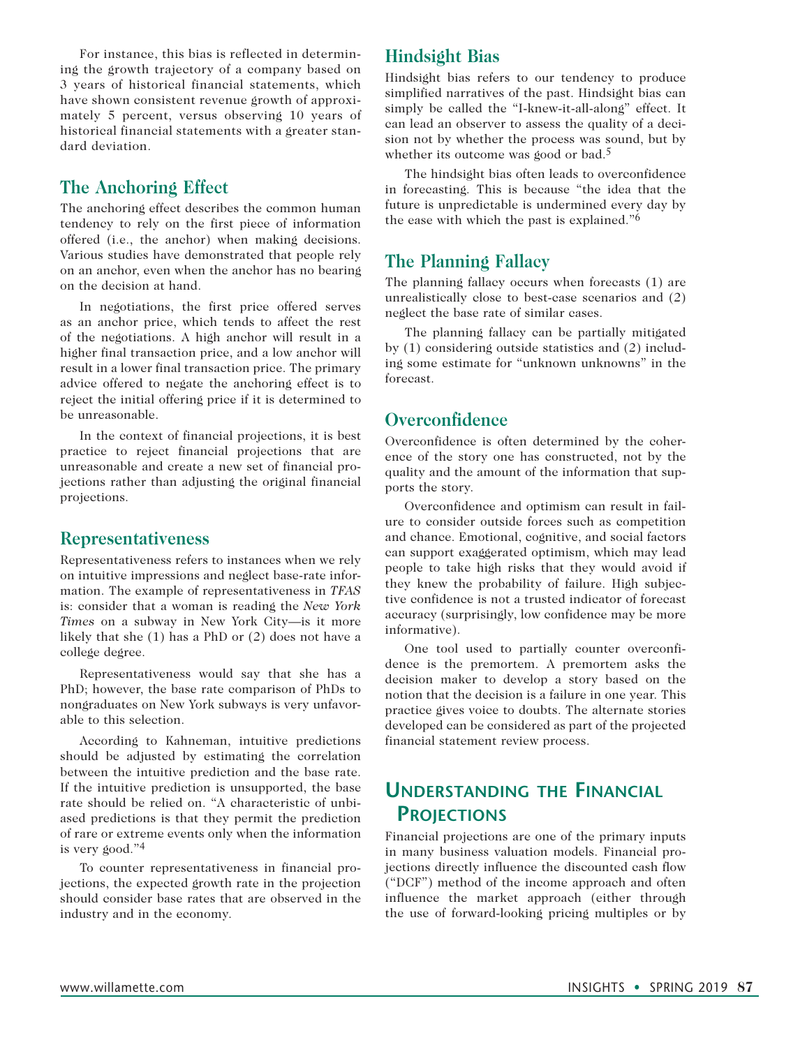For instance, this bias is reflected in determining the growth trajectory of a company based on 3 years of historical financial statements, which have shown consistent revenue growth of approximately 5 percent, versus observing 10 years of historical financial statements with a greater standard deviation.

### The Anchoring Effect

The anchoring effect describes the common human tendency to rely on the first piece of information offered (i.e., the anchor) when making decisions. Various studies have demonstrated that people rely on an anchor, even when the anchor has no bearing on the decision at hand.

In negotiations, the first price offered serves as an anchor price, which tends to affect the rest of the negotiations. A high anchor will result in a higher final transaction price, and a low anchor will result in a lower final transaction price. The primary advice offered to negate the anchoring effect is to reject the initial offering price if it is determined to be unreasonable.

In the context of financial projections, it is best practice to reject financial projections that are unreasonable and create a new set of financial projections rather than adjusting the original financial projections.

### Representativeness

Representativeness refers to instances when we rely on intuitive impressions and neglect base-rate information. The example of representativeness in *TFAS* is: consider that a woman is reading the *New York Times* on a subway in New York City—is it more likely that she (1) has a PhD or (2) does not have a college degree.

Representativeness would say that she has a PhD; however, the base rate comparison of PhDs to nongraduates on New York subways is very unfavorable to this selection.

According to Kahneman, intuitive predictions should be adjusted by estimating the correlation between the intuitive prediction and the base rate. If the intuitive prediction is unsupported, the base rate should be relied on. "A characteristic of unbiased predictions is that they permit the prediction of rare or extreme events only when the information is very good."[4]

To counter representativeness in financial projections, the expected growth rate in the projection should consider base rates that are observed in the industry and in the economy.

### Hindsight Bias

Hindsight bias refers to our tendency to produce simplified narratives of the past. Hindsight bias can simply be called the "I-knew-it-all-along" effect. It can lead an observer to assess the quality of a decision not by whether the process was sound, but by whether its outcome was good or bad.[5]

The hindsight bias often leads to overconfidence in forecasting. This is because "the idea that the future is unpredictable is undermined every day by the ease with which the past is explained."[6]

### The Planning Fallacy

The planning fallacy occurs when forecasts (1) are unrealistically close to best-case scenarios and (2) neglect the base rate of similar cases.

The planning fallacy can be partially mitigated by (1) considering outside statistics and (2) including some estimate for "unknown unknowns" in the forecast.

### Overconfidence

Overconfidence is often determined by the coherence of the story one has constructed, not by the quality and the amount of the information that supports the story.

Overconfidence and optimism can result in failure to consider outside forces such as competition and chance. Emotional, cognitive, and social factors can support exaggerated optimism, which may lead people to take high risks that they would avoid if they knew the probability of failure. High subjective confidence is not a trusted indicator of forecast accuracy (surprisingly, low confidence may be more informative).

One tool used to partially counter overconfidence is the premortem. A premortem asks the decision maker to develop a story based on the notion that the decision is a failure in one year. This practice gives voice to doubts. The alternate stories developed can be considered as part of the projected financial statement review process.

## Understanding the Financial Projections

Financial projections are one of the primary inputs in many business valuation models. Financial projections directly influence the discounted cash flow ("DCF") method of the income approach and often influence the market approach (either through the use of forward-looking pricing multiples or by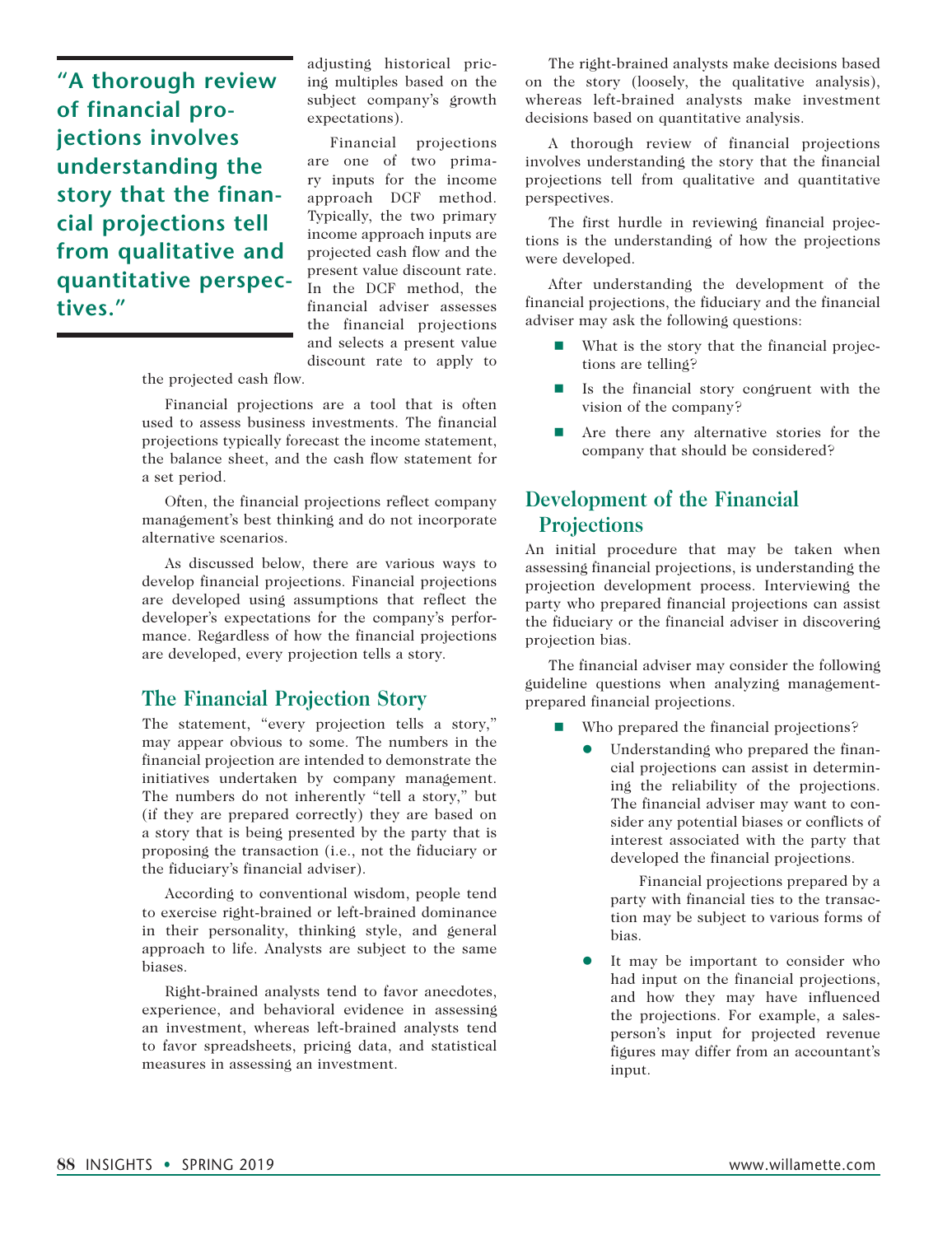> "A thorough review of financial projections involves understanding the story that the financial projections tell from qualitative and quantitative perspectives."

adjusting historical pricing multiples based on the subject company's growth expectations).

Financial projections are one of two primary inputs for the income approach DCF method. Typically, the two primary income approach inputs are projected cash flow and the present value discount rate. In the DCF method, the financial adviser assesses the financial projections and selects a present value discount rate to apply to the projected cash flow.

Financial projections are a tool that is often used to assess business investments. The financial projections typically forecast the income statement, the balance sheet, and the cash flow statement for a set period.

Often, the financial projections reflect company management's best thinking and do not incorporate alternative scenarios.

As discussed below, there are various ways to develop financial projections. Financial projections are developed using assumptions that reflect the developer's expectations for the company's performance. Regardless of how the financial projections are developed, every projection tells a story.

## The Financial Projection Story

The statement, "every projection tells a story," may appear obvious to some. The numbers in the financial projection are intended to demonstrate the initiatives undertaken by company management. The numbers do not inherently "tell a story," but (if they are prepared correctly) they are based on a story that is being presented by the party that is proposing the transaction (i.e., not the fiduciary or the fiduciary's financial adviser).

According to conventional wisdom, people tend to exercise right-brained or left-brained dominance in their personality, thinking style, and general approach to life. Analysts are subject to the same biases.

Right-brained analysts tend to favor anecdotes, experience, and behavioral evidence in assessing an investment, whereas left-brained analysts tend to favor spreadsheets, pricing data, and statistical measures in assessing an investment.

The right-brained analysts make decisions based on the story (loosely, the qualitative analysis), whereas left-brained analysts make investment decisions based on quantitative analysis.

A thorough review of financial projections involves understanding the story that the financial projections tell from qualitative and quantitative perspectives.

The first hurdle in reviewing financial projections is the understanding of how the projections were developed.

After understanding the development of the financial projections, the fiduciary and the financial adviser may ask the following questions:

- What is the story that the financial projections are telling?
- Is the financial story congruent with the vision of the company?
- Are there any alternative stories for the company that should be considered?

## Development of the Financial Projections

An initial procedure that may be taken when assessing financial projections, is understanding the projection development process. Interviewing the party who prepared financial projections can assist the fiduciary or the financial adviser in discovering projection bias.

The financial adviser may consider the following guideline questions when analyzing management-prepared financial projections.

- Who prepared the financial projections?
  - Understanding who prepared the financial projections can assist in determining the reliability of the projections. The financial adviser may want to consider any potential biases or conflicts of interest associated with the party that developed the financial projections.

    Financial projections prepared by a party with financial ties to the transaction may be subject to various forms of bias.
  - It may be important to consider who had input on the financial projections, and how they may have influenced the projections. For example, a salesperson's input for projected revenue figures may differ from an accountant's input.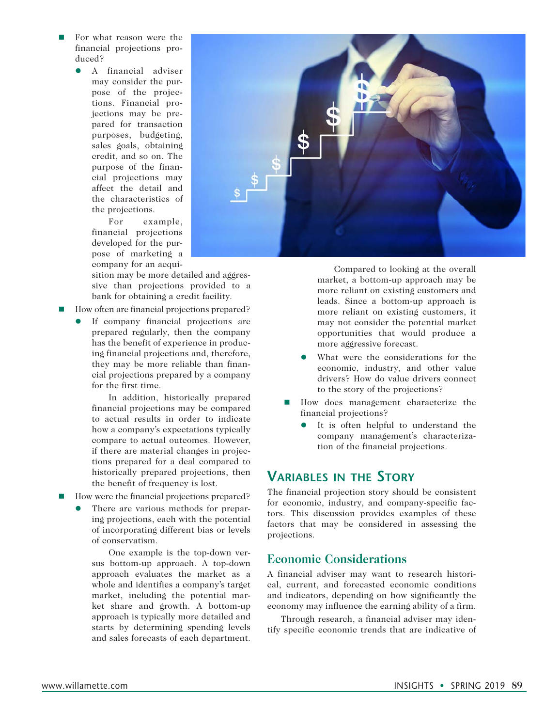- For what reason were the financial projections produced?
  - A financial adviser may consider the purpose of the projections. Financial projections may be prepared for transaction purposes, budgeting, sales goals, obtaining credit, and so on. The purpose of the financial projections may affect the detail and the characteristics of the projections.

    For example, financial projections developed for the purpose of marketing a company for an acquisition may be more detailed and aggressive than projections provided to a bank for obtaining a credit facility.
- How often are financial projections prepared?
  - If company financial projections are prepared regularly, then the company has the benefit of experience in producing financial projections and, therefore, they may be more reliable than financial projections prepared by a company for the first time.

    In addition, historically prepared financial projections may be compared to actual results in order to indicate how a company's expectations typically compare to actual outcomes. However, if there are material changes in projections prepared for a deal compared to historically prepared projections, then the benefit of frequency is lost.
- How were the financial projections prepared?
  - There are various methods for preparing projections, each with the potential of incorporating different bias or levels of conservatism.

    One example is the top-down versus bottom-up approach. A top-down approach evaluates the market as a whole and identifies a company's target market, including the potential market share and growth. A bottom-up approach is typically more detailed and starts by determining spending levels and sales forecasts of each department.

    Compared to looking at the overall market, a bottom-up approach may be more reliant on existing customers and leads. Since a bottom-up approach is more reliant on existing customers, it may not consider the potential market opportunities that would produce a more aggressive forecast.
  - What were the considerations for the economic, industry, and other value drivers? How do value drivers connect to the story of the projections?
- How does management characterize the financial projections?
  - It is often helpful to understand the company management's characterization of the financial projections.

## Variables in the Story

The financial projection story should be consistent for economic, industry, and company-specific factors. This discussion provides examples of these factors that may be considered in assessing the projections.

### Economic Considerations

A financial adviser may want to research historical, current, and forecasted economic conditions and indicators, depending on how significantly the economy may influence the earning ability of a firm.

Through research, a financial adviser may identify specific economic trends that are indicative of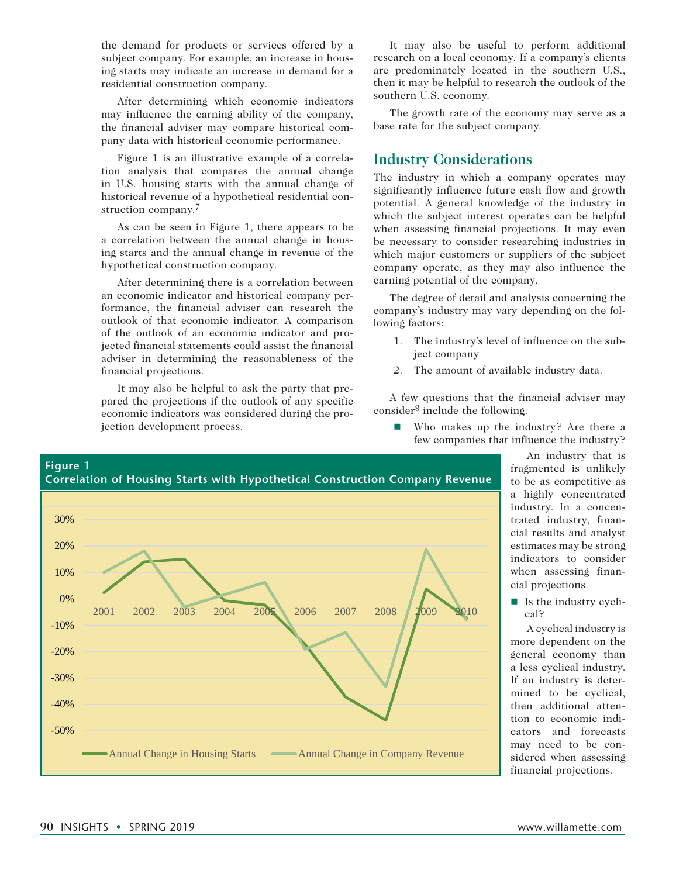the demand for products or services offered by a subject company. For example, an increase in housing starts may indicate an increase in demand for a residential construction company.

After determining which economic indicators may influence the earning ability of the company, the financial adviser may compare historical company data with historical economic performance.

Figure 1 is an illustrative example of a correlation analysis that compares the annual change in U.S. housing starts with the annual change of historical revenue of a hypothetical residential construction company.[7]

As can be seen in Figure 1, there appears to be a correlation between the annual change in housing starts and the annual change in revenue of the hypothetical construction company.

After determining there is a correlation between an economic indicator and historical company performance, the financial adviser can research the outlook of that economic indicator. A comparison of the outlook of an economic indicator and projected financial statements could assist the financial adviser in determining the reasonableness of the financial projections.

It may also be helpful to ask the party that prepared the projections if the outlook of any specific economic indicators was considered during the projection development process.

It may also be useful to perform additional research on a local economy. If a company's clients are predominately located in the southern U.S., then it may be helpful to research the outlook of the southern U.S. economy.

The growth rate of the economy may serve as a base rate for the subject company.

**Figure 1**
**Correlation of Housing Starts with Hypothetical Construction Company Revenue**

## Industry Considerations

The industry in which a company operates may significantly influence future cash flow and growth potential. A general knowledge of the industry in which the subject interest operates can be helpful when assessing financial projections. It may even be necessary to consider researching industries in which major customers or suppliers of the subject company operate, as they may also influence the earning potential of the company.

The degree of detail and analysis concerning the company's industry may vary depending on the following factors:

1. The industry's level of influence on the subject company
2. The amount of available industry data.

A few questions that the financial adviser may consider[8] include the following:

- Who makes up the industry? Are there a few companies that influence the industry?

  An industry that is fragmented is unlikely to be as competitive as a highly concentrated industry. In a concentrated industry, financial results and analyst estimates may be strong indicators to consider when assessing financial projections.

- Is the industry cyclical?

  A cyclical industry is more dependent on the general economy than a less cyclical industry. If an industry is determined to be cyclical, then additional attention to economic indicators and forecasts may need to be considered when assessing financial projections.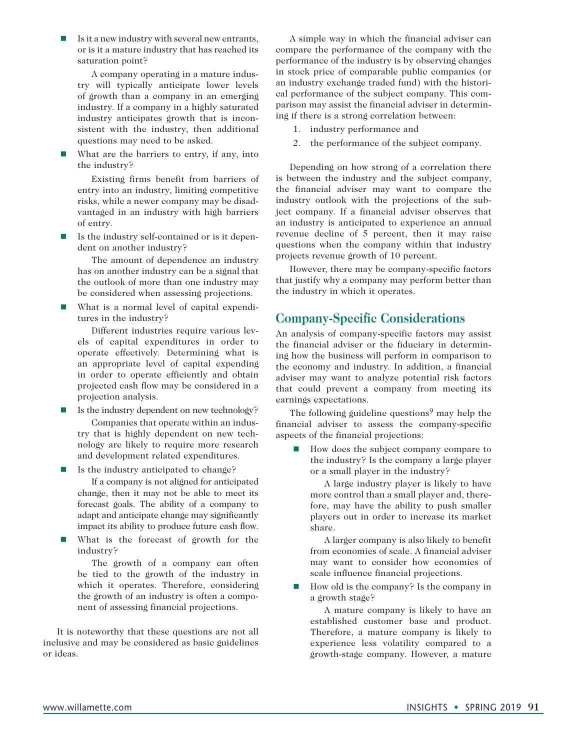- Is it a new industry with several new entrants, or is it a mature industry that has reached its saturation point?

  A company operating in a mature industry will typically anticipate lower levels of growth than a company in an emerging industry. If a company in a highly saturated industry anticipates growth that is inconsistent with the industry, then additional questions may need to be asked.

- What are the barriers to entry, if any, into the industry?

  Existing firms benefit from barriers of entry into an industry, limiting competitive risks, while a newer company may be disadvantaged in an industry with high barriers of entry.

- Is the industry self-contained or is it dependent on another industry?

  The amount of dependence an industry has on another industry can be a signal that the outlook of more than one industry may be considered when assessing projections.

- What is a normal level of capital expenditures in the industry?

  Different industries require various levels of capital expenditures in order to operate effectively. Determining what is an appropriate level of capital expending in order to operate efficiently and obtain projected cash flow may be considered in a projection analysis.

- Is the industry dependent on new technology?

  Companies that operate within an industry that is highly dependent on new technology are likely to require more research and development related expenditures.

- Is the industry anticipated to change?

  If a company is not aligned for anticipated change, then it may not be able to meet its forecast goals. The ability of a company to adapt and anticipate change may significantly impact its ability to produce future cash flow.

- What is the forecast of growth for the industry?

  The growth of a company can often be tied to the growth of the industry in which it operates. Therefore, considering the growth of an industry is often a component of assessing financial projections.

It is noteworthy that these questions are not all inclusive and may be considered as basic guidelines or ideas.

A simple way in which the financial adviser can compare the performance of the company with the performance of the industry is by observing changes in stock price of comparable public companies (or an industry exchange traded fund) with the historical performance of the subject company. This comparison may assist the financial adviser in determining if there is a strong correlation between:

1. industry performance and
2. the performance of the subject company.

Depending on how strong of a correlation there is between the industry and the subject company, the financial adviser may want to compare the industry outlook with the projections of the subject company. If a financial adviser observes that an industry is anticipated to experience an annual revenue decline of 5 percent, then it may raise questions when the company within that industry projects revenue growth of 10 percent.

However, there may be company-specific factors that justify why a company may perform better than the industry in which it operates.

## Company-Specific Considerations

An analysis of company-specific factors may assist the financial adviser or the fiduciary in determining how the business will perform in comparison to the economy and industry. In addition, a financial adviser may want to analyze potential risk factors that could prevent a company from meeting its earnings expectations.

The following guideline questions[9] may help the financial adviser to assess the company-specific aspects of the financial projections:

- How does the subject company compare to the industry? Is the company a large player or a small player in the industry?

  A large industry player is likely to have more control than a small player and, therefore, may have the ability to push smaller players out in order to increase its market share.

  A larger company is also likely to benefit from economies of scale. A financial adviser may want to consider how economies of scale influence financial projections.

- How old is the company? Is the company in a growth stage?

  A mature company is likely to have an established customer base and product. Therefore, a mature company is likely to experience less volatility compared to a growth-stage company. However, a mature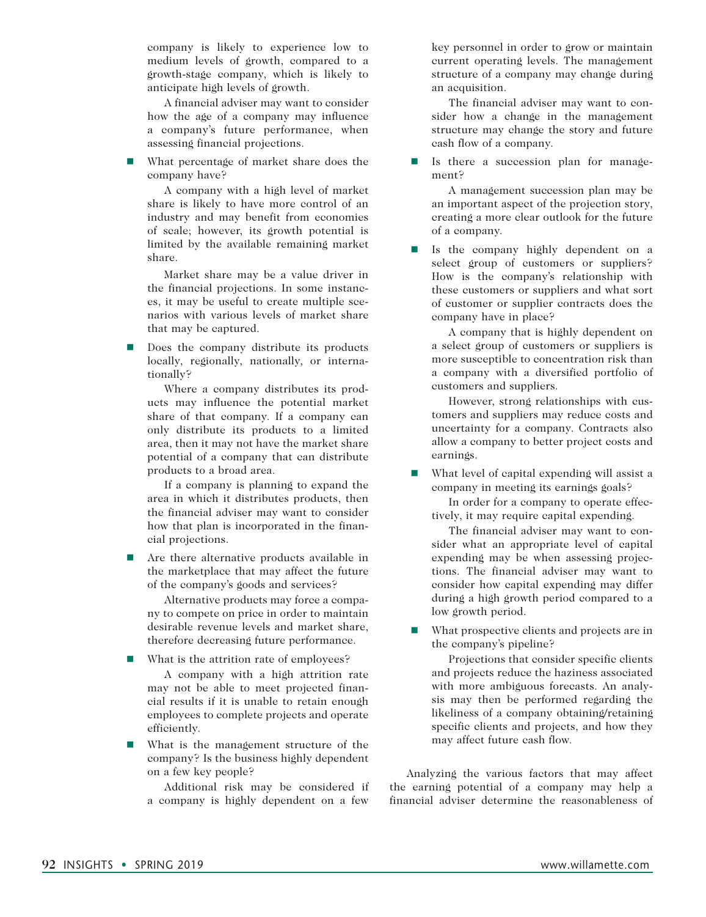company is likely to experience low to medium levels of growth, compared to a growth-stage company, which is likely to anticipate high levels of growth.

A financial adviser may want to consider how the age of a company may influence a company's future performance, when assessing financial projections.

- What percentage of market share does the company have?

  A company with a high level of market share is likely to have more control of an industry and may benefit from economies of scale; however, its growth potential is limited by the available remaining market share.

  Market share may be a value driver in the financial projections. In some instances, it may be useful to create multiple scenarios with various levels of market share that may be captured.

- Does the company distribute its products locally, regionally, nationally, or internationally?

  Where a company distributes its products may influence the potential market share of that company. If a company can only distribute its products to a limited area, then it may not have the market share potential of a company that can distribute products to a broad area.

  If a company is planning to expand the area in which it distributes products, then the financial adviser may want to consider how that plan is incorporated in the financial projections.

- Are there alternative products available in the marketplace that may affect the future of the company's goods and services?

  Alternative products may force a company to compete on price in order to maintain desirable revenue levels and market share, therefore decreasing future performance.

- What is the attrition rate of employees?

  A company with a high attrition rate may not be able to meet projected financial results if it is unable to retain enough employees to complete projects and operate efficiently.

- What is the management structure of the company? Is the business highly dependent on a few key people?

  Additional risk may be considered if a company is highly dependent on a few key personnel in order to grow or maintain current operating levels. The management structure of a company may change during an acquisition.

  The financial adviser may want to consider how a change in the management structure may change the story and future cash flow of a company.

- Is there a succession plan for management?

  A management succession plan may be an important aspect of the projection story, creating a more clear outlook for the future of a company.

- Is the company highly dependent on a select group of customers or suppliers? How is the company's relationship with these customers or suppliers and what sort of customer or supplier contracts does the company have in place?

  A company that is highly dependent on a select group of customers or suppliers is more susceptible to concentration risk than a company with a diversified portfolio of customers and suppliers.

  However, strong relationships with customers and suppliers may reduce costs and uncertainty for a company. Contracts also allow a company to better project costs and earnings.

- What level of capital expending will assist a company in meeting its earnings goals?

  In order for a company to operate effectively, it may require capital expending.

  The financial adviser may want to consider what an appropriate level of capital expending may be when assessing projections. The financial adviser may want to consider how capital expending may differ during a high growth period compared to a low growth period.

- What prospective clients and projects are in the company's pipeline?

  Projections that consider specific clients and projects reduce the haziness associated with more ambiguous forecasts. An analysis may then be performed regarding the likeliness of a company obtaining/retaining specific clients and projects, and how they may affect future cash flow.

Analyzing the various factors that may affect the earning potential of a company may help a financial adviser determine the reasonableness of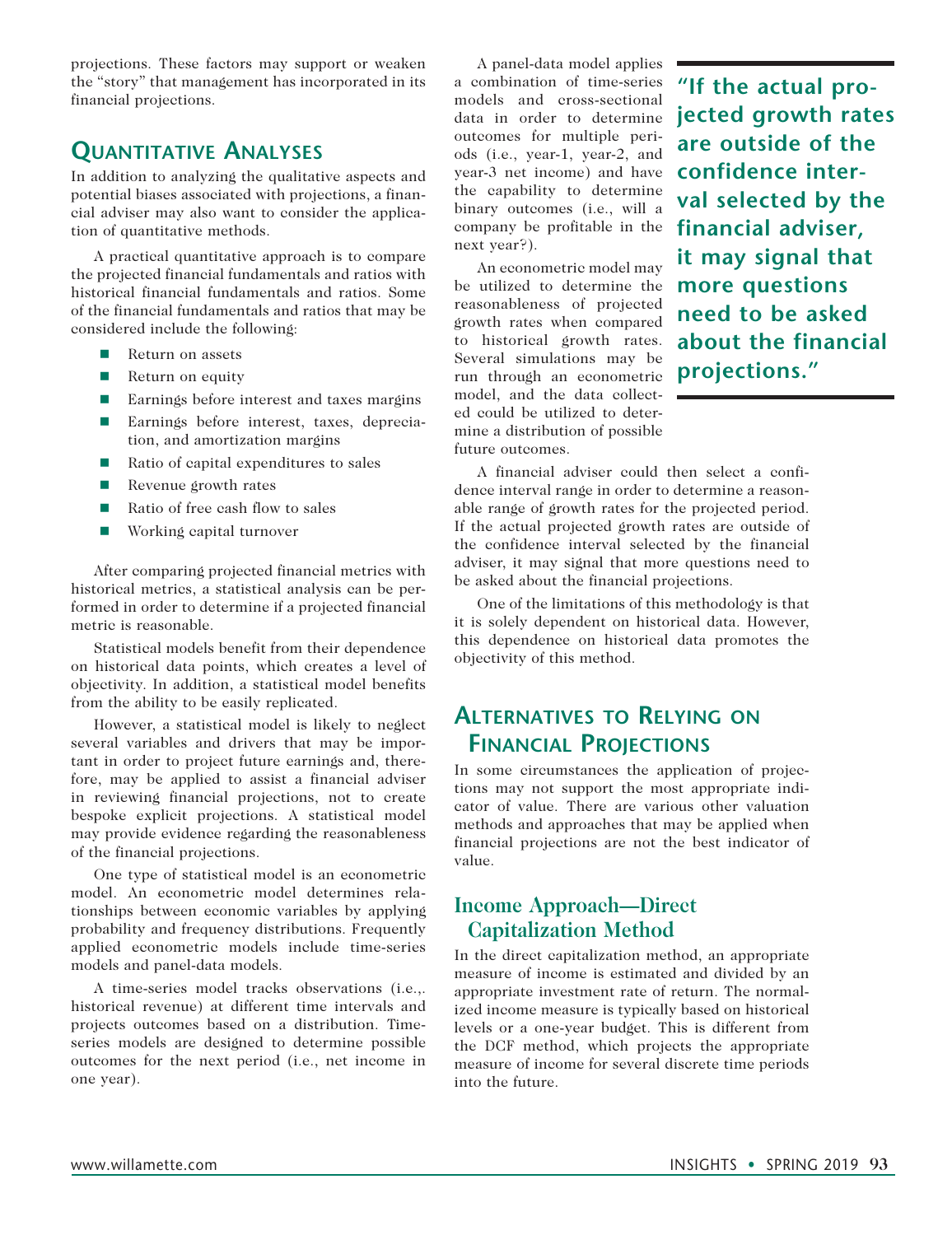projections. These factors may support or weaken the "story" that management has incorporated in its financial projections.

## Quantitative Analyses

In addition to analyzing the qualitative aspects and potential biases associated with projections, a financial adviser may also want to consider the application of quantitative methods.

A practical quantitative approach is to compare the projected financial fundamentals and ratios with historical financial fundamentals and ratios. Some of the financial fundamentals and ratios that may be considered include the following:

- Return on assets
- Return on equity
- Earnings before interest and taxes margins
- Earnings before interest, taxes, depreciation, and amortization margins
- Ratio of capital expenditures to sales
- Revenue growth rates
- Ratio of free cash flow to sales
- Working capital turnover

After comparing projected financial metrics with historical metrics, a statistical analysis can be performed in order to determine if a projected financial metric is reasonable.

Statistical models benefit from their dependence on historical data points, which creates a level of objectivity. In addition, a statistical model benefits from the ability to be easily replicated.

However, a statistical model is likely to neglect several variables and drivers that may be important in order to project future earnings and, therefore, may be applied to assist a financial adviser in reviewing financial projections, not to create bespoke explicit projections. A statistical model may provide evidence regarding the reasonableness of the financial projections.

One type of statistical model is an econometric model. An econometric model determines relationships between economic variables by applying probability and frequency distributions. Frequently applied econometric models include time-series models and panel-data models.

A time-series model tracks observations (i.e.,. historical revenue) at different time intervals and projects outcomes based on a distribution. Time-series models are designed to determine possible outcomes for the next period (i.e., net income in one year).

A panel-data model applies a combination of time-series models and cross-sectional data in order to determine outcomes for multiple periods (i.e., year-1, year-2, and year-3 net income) and have the capability to determine binary outcomes (i.e., will a company be profitable in the next year?).

An econometric model may be utilized to determine the reasonableness of projected growth rates when compared to historical growth rates. Several simulations may be run through an econometric model, and the data collected could be utilized to determine a distribution of possible future outcomes.

**"If the actual projected growth rates are outside of the confidence interval selected by the financial adviser, it may signal that more questions need to be asked about the financial projections."**

A financial adviser could then select a confidence interval range in order to determine a reasonable range of growth rates for the projected period. If the actual projected growth rates are outside of the confidence interval selected by the financial adviser, it may signal that more questions need to be asked about the financial projections.

One of the limitations of this methodology is that it is solely dependent on historical data. However, this dependence on historical data promotes the objectivity of this method.

## Alternatives to Relying on Financial Projections

In some circumstances the application of projections may not support the most appropriate indicator of value. There are various other valuation methods and approaches that may be applied when financial projections are not the best indicator of value.

### Income Approach—Direct Capitalization Method

In the direct capitalization method, an appropriate measure of income is estimated and divided by an appropriate investment rate of return. The normalized income measure is typically based on historical levels or a one-year budget. This is different from the DCF method, which projects the appropriate measure of income for several discrete time periods into the future.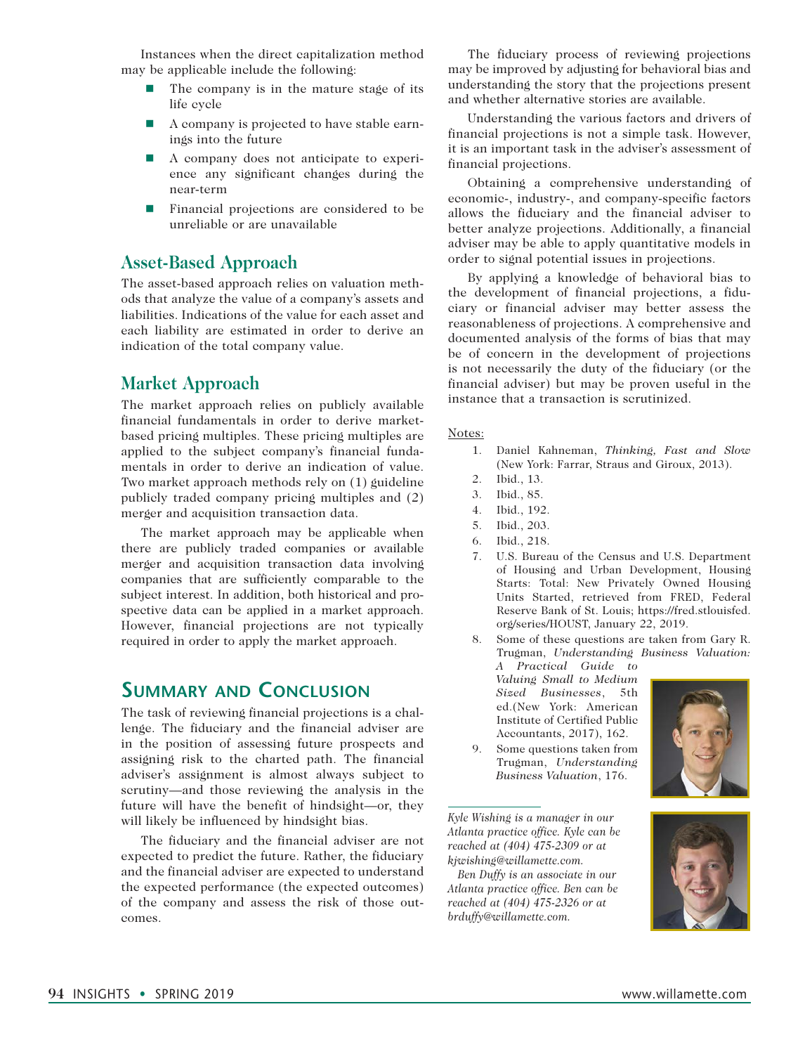Instances when the direct capitalization method may be applicable include the following:

- The company is in the mature stage of its life cycle
- A company is projected to have stable earnings into the future
- A company does not anticipate to experience any significant changes during the near-term
- Financial projections are considered to be unreliable or are unavailable

## Asset-Based Approach

The asset-based approach relies on valuation methods that analyze the value of a company's assets and liabilities. Indications of the value for each asset and each liability are estimated in order to derive an indication of the total company value.

## Market Approach

The market approach relies on publicly available financial fundamentals in order to derive market-based pricing multiples. These pricing multiples are applied to the subject company's financial fundamentals in order to derive an indication of value. Two market approach methods rely on (1) guideline publicly traded company pricing multiples and (2) merger and acquisition transaction data.

The market approach may be applicable when there are publicly traded companies or available merger and acquisition transaction data involving companies that are sufficiently comparable to the subject interest. In addition, both historical and prospective data can be applied in a market approach. However, financial projections are not typically required in order to apply the market approach.

# Summary and Conclusion

The task of reviewing financial projections is a challenge. The fiduciary and the financial adviser are in the position of assessing future prospects and assigning risk to the charted path. The financial adviser's assignment is almost always subject to scrutiny—and those reviewing the analysis in the future will have the benefit of hindsight—or, they will likely be influenced by hindsight bias.

The fiduciary and the financial adviser are not expected to predict the future. Rather, the fiduciary and the financial adviser are expected to understand the expected performance (the expected outcomes) of the company and assess the risk of those outcomes.

The fiduciary process of reviewing projections may be improved by adjusting for behavioral bias and understanding the story that the projections present and whether alternative stories are available.

Understanding the various factors and drivers of financial projections is not a simple task. However, it is an important task in the adviser's assessment of financial projections.

Obtaining a comprehensive understanding of economic-, industry-, and company-specific factors allows the fiduciary and the financial adviser to better analyze projections. Additionally, a financial adviser may be able to apply quantitative models in order to signal potential issues in projections.

By applying a knowledge of behavioral bias to the development of financial projections, a fiduciary or financial adviser may better assess the reasonableness of projections. A comprehensive and documented analysis of the forms of bias that may be of concern in the development of projections is not necessarily the duty of the fiduciary (or the financial adviser) but may be proven useful in the instance that a transaction is scrutinized.

Notes:

1. Daniel Kahneman, *Thinking, Fast and Slow* (New York: Farrar, Straus and Giroux, 2013).
2. Ibid., 13.
3. Ibid., 85.
4. Ibid., 192.
5. Ibid., 203.
6. Ibid., 218.
7. U.S. Bureau of the Census and U.S. Department of Housing and Urban Development, Housing Starts: Total: New Privately Owned Housing Units Started, retrieved from FRED, Federal Reserve Bank of St. Louis; https://fred.stlouisfed.org/series/HOUST, January 22, 2019.
8. Some of these questions are taken from Gary R. Trugman, *Understanding Business Valuation: A Practical Guide to Valuing Small to Medium Sized Businesses*, 5th ed.(New York: American Institute of Certified Public Accountants, 2017), 162.
9. Some questions taken from Trugman, *Understanding Business Valuation*, 176.

*Kyle Wishing is a manager in our Atlanta practice office. Kyle can be reached at (404) 475-2309 or at kjwishing@willamette.com.*

*Ben Duffy is an associate in our Atlanta practice office. Ben can be reached at (404) 475-2326 or at brduffy@willamette.com.*